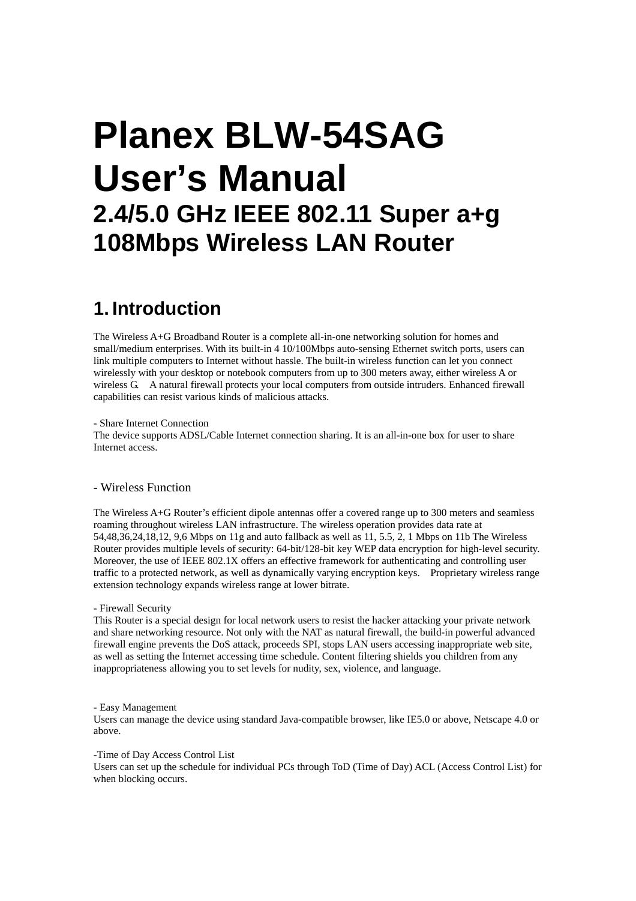# Planex BLW-54SAG User's Manual

## 2.4/5.0 GHz IEEE 802.11 Super a+g 108Mbps Wireless LAN Router

## 1. Introduction

The Wireless A+G Broadband Router is a complete all-in-one networking solution for homes and small/medium enterprises. With its built-in 4 10/100Mbps auto-sensing Ethernet switch ports, users can link multiple computers to Internet without hassle. The built-in wireless function can let you connect wirelessly with your desktop or notebook computers from up to 300 meters away, either wireless A or wireless G.　A natural firewall protects your local computers from outside intruders. Enhanced firewall capabilities can resist various kinds of malicious attacks.

- Share Internet Connection
The device supports ADSL/Cable Internet connection sharing. It is an all-in-one box for user to share Internet access.

- Wireless Function

The Wireless A+G Router's efficient dipole antennas offer a covered range up to 300 meters and seamless roaming throughout wireless LAN infrastructure. The wireless operation provides data rate at 54,48,36,24,18,12, 9,6 Mbps on 11g and auto fallback as well as 11, 5.5, 2, 1 Mbps on 11b The Wireless Router provides multiple levels of security: 64-bit/128-bit key WEP data encryption for high-level security. Moreover, the use of IEEE 802.1X offers an effective framework for authenticating and controlling user traffic to a protected network, as well as dynamically varying encryption keys.　Proprietary wireless range extension technology expands wireless range at lower bitrate.

- Firewall Security
This Router is a special design for local network users to resist the hacker attacking your private network and share networking resource. Not only with the NAT as natural firewall, the build-in powerful advanced firewall engine prevents the DoS attack, proceeds SPI, stops LAN users accessing inappropriate web site, as well as setting the Internet accessing time schedule. Content filtering shields you children from any inappropriateness allowing you to set levels for nudity, sex, violence, and language.

- Easy Management
Users can manage the device using standard Java-compatible browser, like IE5.0 or above, Netscape 4.0 or above.

-Time of Day Access Control List
Users can set up the schedule for individual PCs through ToD (Time of Day) ACL (Access Control List) for when blocking occurs.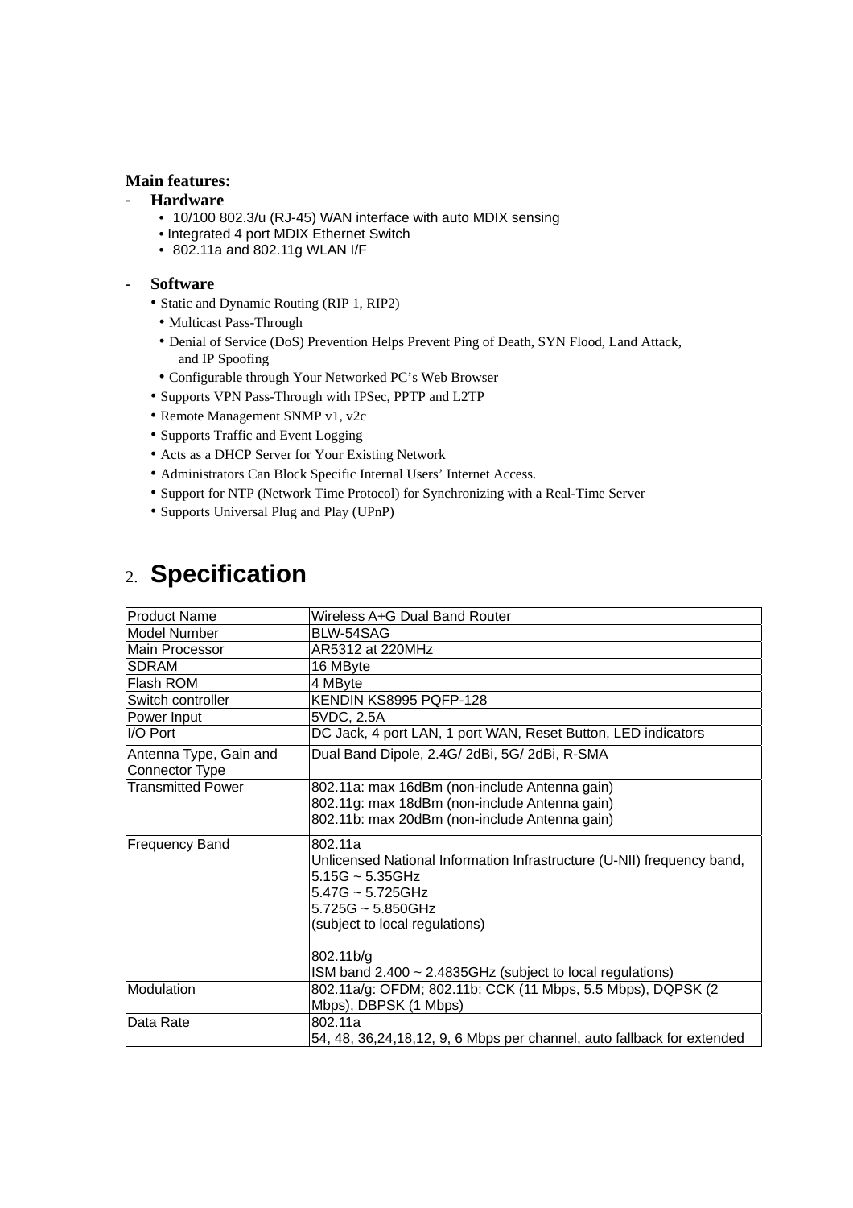**Main features:**

- **Hardware**
  - 10/100 802.3/u (RJ-45) WAN interface with auto MDIX sensing
  - Integrated 4 port MDIX Ethernet Switch
  - 802.11a and 802.11g WLAN I/F

- **Software**
  - Static and Dynamic Routing (RIP 1, RIP2)
  - Multicast Pass-Through
  - Denial of Service (DoS) Prevention Helps Prevent Ping of Death, SYN Flood, Land Attack, and IP Spoofing
  - Configurable through Your Networked PC's Web Browser
  - Supports VPN Pass-Through with IPSec, PPTP and L2TP
  - Remote Management SNMP v1, v2c
  - Supports Traffic and Event Logging
  - Acts as a DHCP Server for Your Existing Network
  - Administrators Can Block Specific Internal Users' Internet Access.
  - Support for NTP (Network Time Protocol) for Synchronizing with a Real-Time Server
  - Supports Universal Plug and Play (UPnP)

## 2. Specification

| | |
|---|---|
| Product Name | Wireless A+G Dual Band Router |
| Model Number | BLW-54SAG |
| Main Processor | AR5312 at 220MHz |
| SDRAM | 16 MByte |
| Flash ROM | 4 MByte |
| Switch controller | KENDIN KS8995 PQFP-128 |
| Power Input | 5VDC, 2.5A |
| I/O Port | DC Jack, 4 port LAN, 1 port WAN, Reset Button, LED indicators |
| Antenna Type, Gain and Connector Type | Dual Band Dipole, 2.4G/ 2dBi, 5G/ 2dBi, R-SMA |
| Transmitted Power | 802.11a: max 16dBm (non-include Antenna gain)<br>802.11g: max 18dBm (non-include Antenna gain)<br>802.11b: max 20dBm (non-include Antenna gain) |
| Frequency Band | 802.11a<br>Unlicensed National Information Infrastructure (U-NII) frequency band,<br>5.15G ~ 5.35GHz<br>5.47G ~ 5.725GHz<br>5.725G ~ 5.850GHz<br>(subject to local regulations)<br><br>802.11b/g<br>ISM band 2.400 ~ 2.4835GHz (subject to local regulations) |
| Modulation | 802.11a/g: OFDM; 802.11b: CCK (11 Mbps, 5.5 Mbps), DQPSK (2 Mbps), DBPSK (1 Mbps) |
| Data Rate | 802.11a<br>54, 48, 36,24,18,12, 9, 6 Mbps per channel, auto fallback for extended |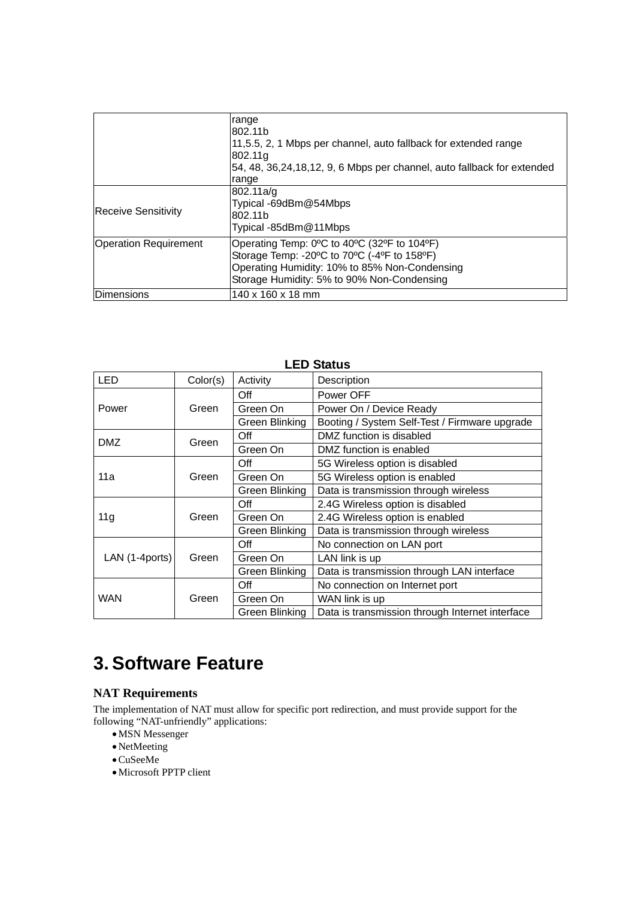| | |
|---|---|
| | range<br>802.11b<br>11,5.5, 2, 1 Mbps per channel, auto fallback for extended range<br>802.11g<br>54, 48, 36,24,18,12, 9, 6 Mbps per channel, auto fallback for extended range |
| Receive Sensitivity | 802.11a/g<br>Typical -69dBm@54Mbps<br>802.11b<br>Typical -85dBm@11Mbps |
| Operation Requirement | Operating Temp: 0ºC to 40ºC (32ºF to 104ºF)<br>Storage Temp: -20ºC to 70ºC (-4ºF to 158ºF)<br>Operating Humidity: 10% to 85% Non-Condensing<br>Storage Humidity: 5% to 90% Non-Condensing |
| Dimensions | 140 x 160 x 18 mm |

**LED Status**

| LED | Color(s) | Activity | Description |
|---|---|---|---|
| Power | Green | Off | Power OFF |
| | | Green On | Power On / Device Ready |
| | | Green Blinking | Booting / System Self-Test / Firmware upgrade |
| DMZ | Green | Off | DMZ function is disabled |
| | | Green On | DMZ function is enabled |
| 11a | Green | Off | 5G Wireless option is disabled |
| | | Green On | 5G Wireless option is enabled |
| | | Green Blinking | Data is transmission through wireless |
| 11g | Green | Off | 2.4G Wireless option is disabled |
| | | Green On | 2.4G Wireless option is enabled |
| | | Green Blinking | Data is transmission through wireless |
| LAN (1-4ports) | Green | Off | No connection on LAN port |
| | | Green On | LAN link is up |
| | | Green Blinking | Data is transmission through LAN interface |
| WAN | Green | Off | No connection on Internet port |
| | | Green On | WAN link is up |
| | | Green Blinking | Data is transmission through Internet interface |

# 3. Software Feature

### NAT Requirements

The implementation of NAT must allow for specific port redirection, and must provide support for the following "NAT-unfriendly" applications:

- MSN Messenger
- NetMeeting
- CuSeeMe
- Microsoft PPTP client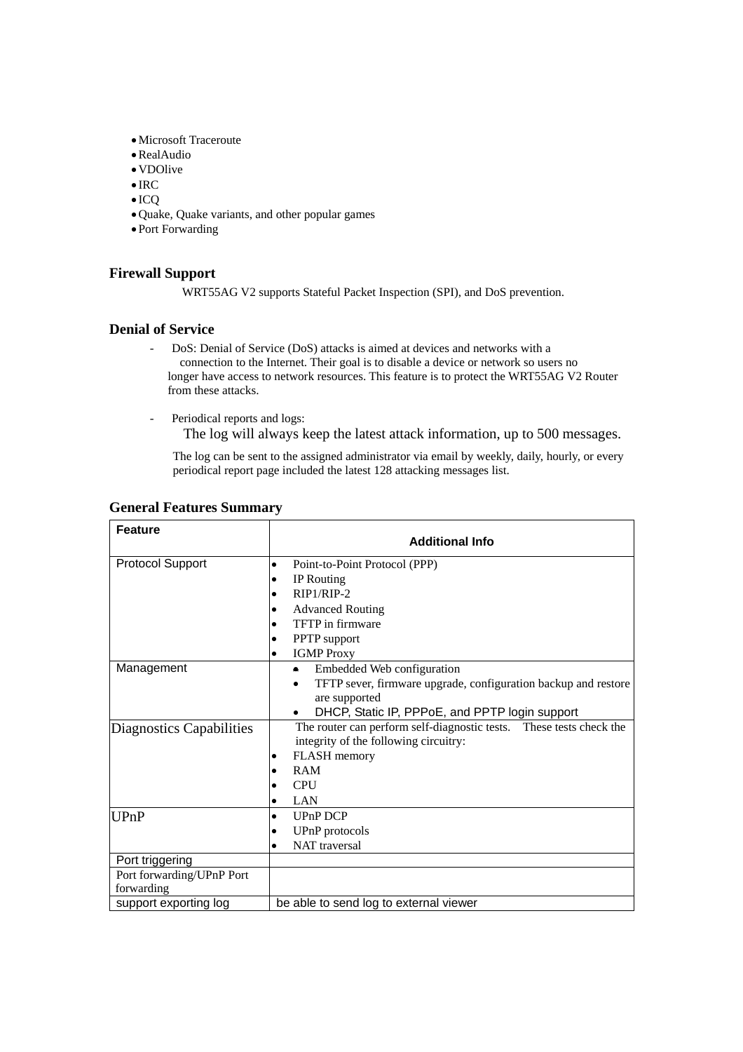- Microsoft Traceroute
- RealAudio
- VDOlive
- IRC
- ICQ
- Quake, Quake variants, and other popular games
- Port Forwarding

## Firewall Support

WRT55AG V2 supports Stateful Packet Inspection (SPI), and DoS prevention.

## Denial of Service

- DoS: Denial of Service (DoS) attacks is aimed at devices and networks with a connection to the Internet. Their goal is to disable a device or network so users no longer have access to network resources. This feature is to protect the WRT55AG V2 Router from these attacks.

- Periodical reports and logs:
  The log will always keep the latest attack information, up to 500 messages.

  The log can be sent to the assigned administrator via email by weekly, daily, hourly, or every periodical report page included the latest 128 attacking messages list.

## General Features Summary

| Feature | Additional Info |
|---|---|
| Protocol Support | • Point-to-Point Protocol (PPP)<br>• IP Routing<br>• RIP1/RIP-2<br>• Advanced Routing<br>• TFTP in firmware<br>• PPTP support<br>• IGMP Proxy |
| Management | • Embedded Web configuration<br>• TFTP sever, firmware upgrade, configuration backup and restore are supported<br>• DHCP, Static IP, PPPoE, and PPTP login support |
| Diagnostics Capabilities | The router can perform self-diagnostic tests. These tests check the integrity of the following circuitry:<br>• FLASH memory<br>• RAM<br>• CPU<br>• LAN |
| UPnP | • UPnP DCP<br>• UPnP protocols<br>• NAT traversal |
| Port triggering | |
| Port forwarding/UPnP Port forwarding | |
| support exporting log | be able to send log to external viewer |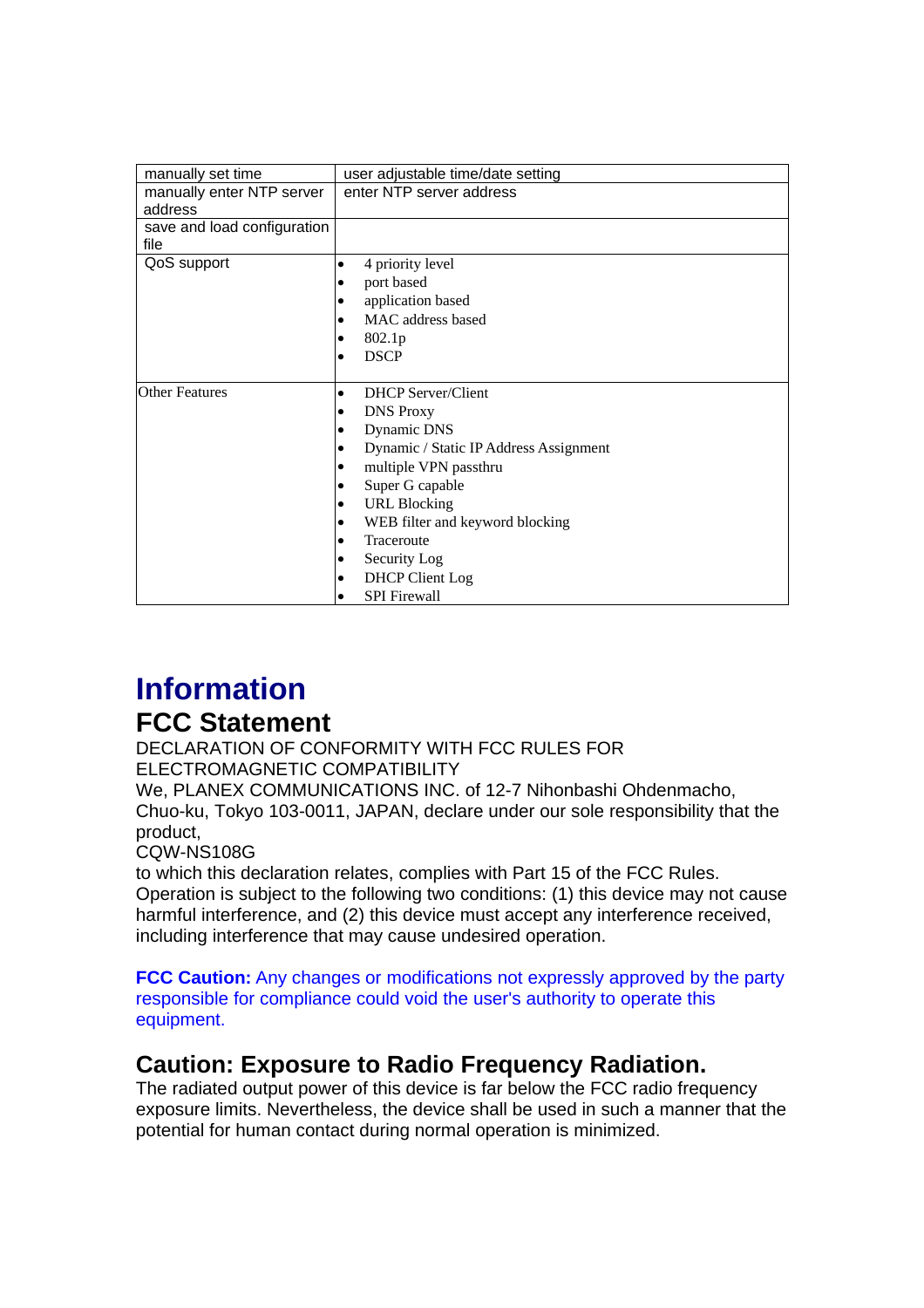| | |
|---|---|
| manually set time | user adjustable time/date setting |
| manually enter NTP server address | enter NTP server address |
| save and load configuration file | |
| QoS support | • 4 priority level<br>• port based<br>• application based<br>• MAC address based<br>• 802.1p<br>• DSCP |
| Other Features | • DHCP Server/Client<br>• DNS Proxy<br>• Dynamic DNS<br>• Dynamic / Static IP Address Assignment<br>• multiple VPN passthru<br>• Super G capable<br>• URL Blocking<br>• WEB filter and keyword blocking<br>• Traceroute<br>• Security Log<br>• DHCP Client Log<br>• SPI Firewall |

# Information

## FCC Statement

DECLARATION OF CONFORMITY WITH FCC RULES FOR ELECTROMAGNETIC COMPATIBILITY

We, PLANEX COMMUNICATIONS INC. of 12-7 Nihonbashi Ohdenmacho, Chuo-ku, Tokyo 103-0011, JAPAN, declare under our sole responsibility that the product,

CQW-NS108G

to which this declaration relates, complies with Part 15 of the FCC Rules. Operation is subject to the following two conditions: (1) this device may not cause harmful interference, and (2) this device must accept any interference received, including interference that may cause undesired operation.

**FCC Caution:** Any changes or modifications not expressly approved by the party responsible for compliance could void the user's authority to operate this equipment.

## Caution: Exposure to Radio Frequency Radiation.

The radiated output power of this device is far below the FCC radio frequency exposure limits. Nevertheless, the device shall be used in such a manner that the potential for human contact during normal operation is minimized.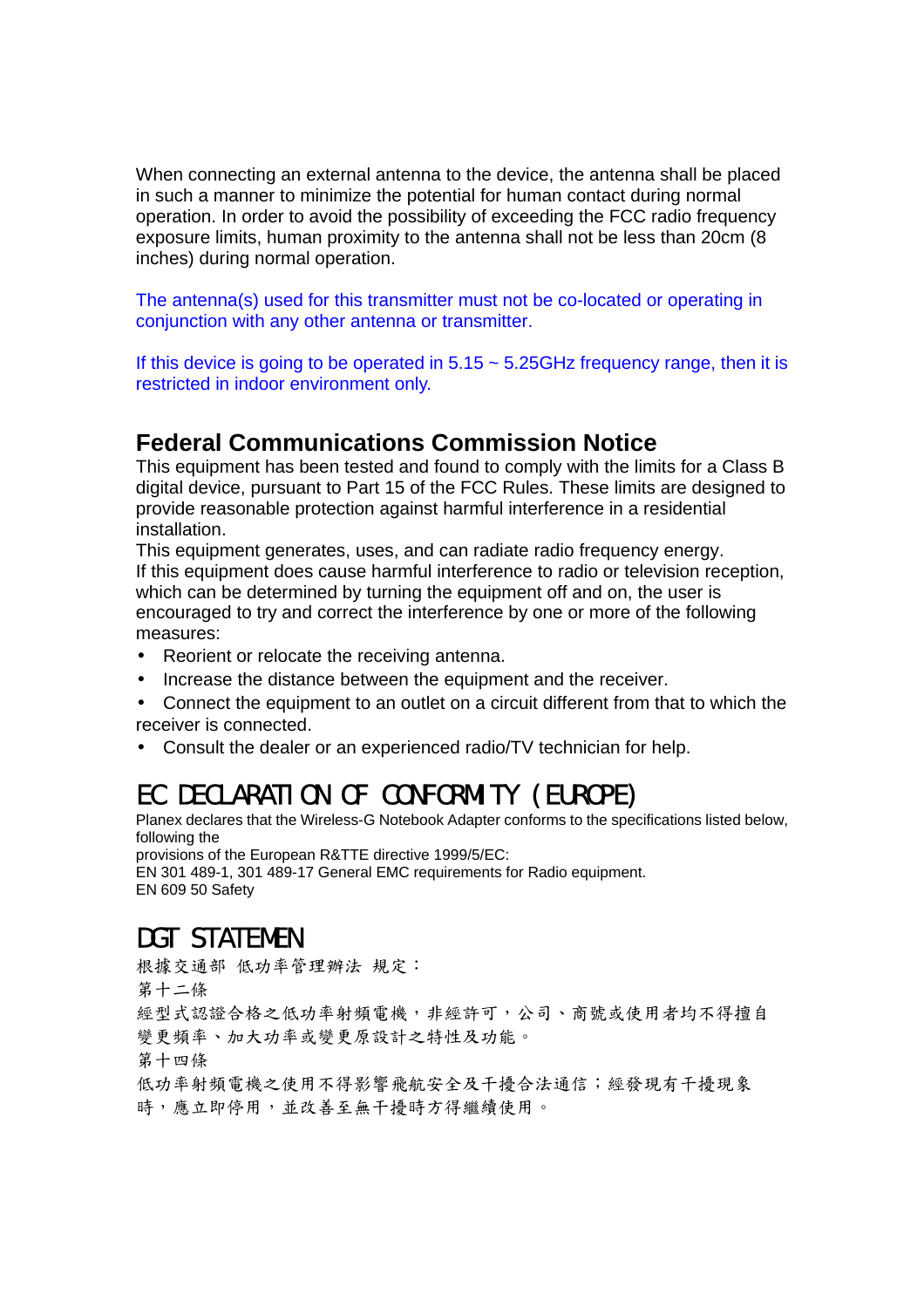When connecting an external antenna to the device, the antenna shall be placed in such a manner to minimize the potential for human contact during normal operation. In order to avoid the possibility of exceeding the FCC radio frequency exposure limits, human proximity to the antenna shall not be less than 20cm (8 inches) during normal operation.

The antenna(s) used for this transmitter must not be co-located or operating in conjunction with any other antenna or transmitter.

If this device is going to be operated in 5.15 ~ 5.25GHz frequency range, then it is restricted in indoor environment only.

## Federal Communications Commission Notice

This equipment has been tested and found to comply with the limits for a Class B digital device, pursuant to Part 15 of the FCC Rules. These limits are designed to provide reasonable protection against harmful interference in a residential installation.
This equipment generates, uses, and can radiate radio frequency energy.
If this equipment does cause harmful interference to radio or television reception, which can be determined by turning the equipment off and on, the user is encouraged to try and correct the interference by one or more of the following measures:

- Reorient or relocate the receiving antenna.
- Increase the distance between the equipment and the receiver.
- Connect the equipment to an outlet on a circuit different from that to which the receiver is connected.
- Consult the dealer or an experienced radio/TV technician for help.

## EC DECLARATION OF CONFORMITY (EUROPE)

Planex declares that the Wireless-G Notebook Adapter conforms to the specifications listed below, following the
provisions of the European R&TTE directive 1999/5/EC:
EN 301 489-1, 301 489-17 General EMC requirements for Radio equipment.
EN 609 50 Safety

## DGT STATEMEN

根據交通部 低功率管理辦法 規定：

第十二條

經型式認證合格之低功率射頻電機，非經許可，公司、商號或使用者均不得擅自變更頻率、加大功率或變更原設計之特性及功能。

第十四條

低功率射頻電機之使用不得影響飛航安全及干擾合法通信；經發現有干擾現象時，應立即停用，並改善至無干擾時方得繼續使用。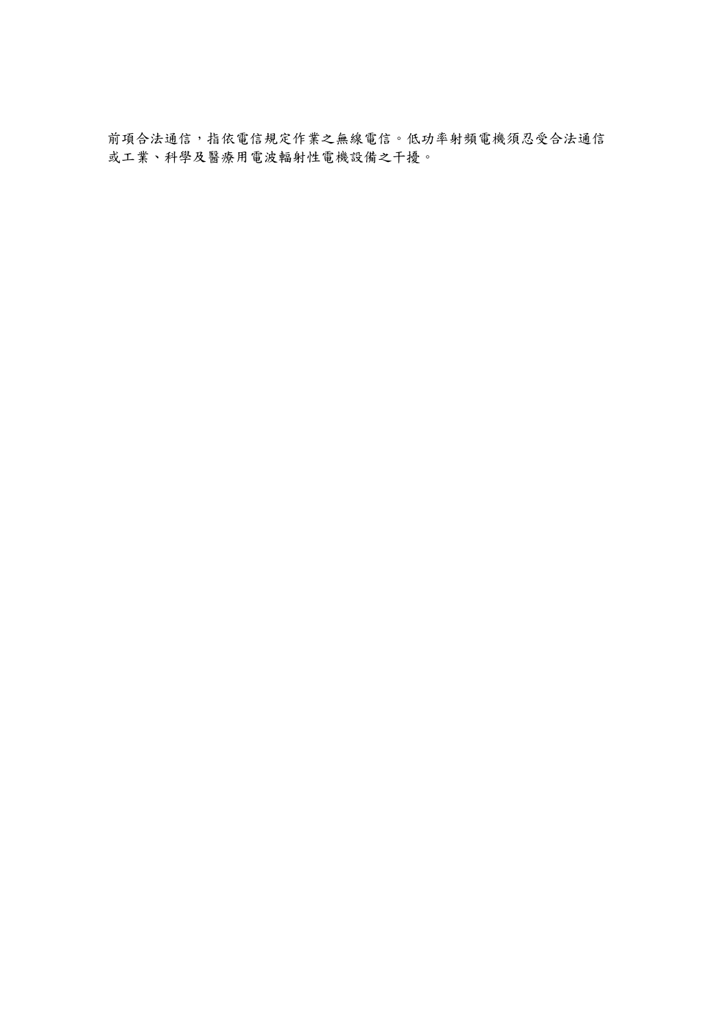前項合法通信，指依電信規定作業之無線電信。低功率射頻電機須忍受合法通信或工業、科學及醫療用電波輻射性電機設備之干擾。